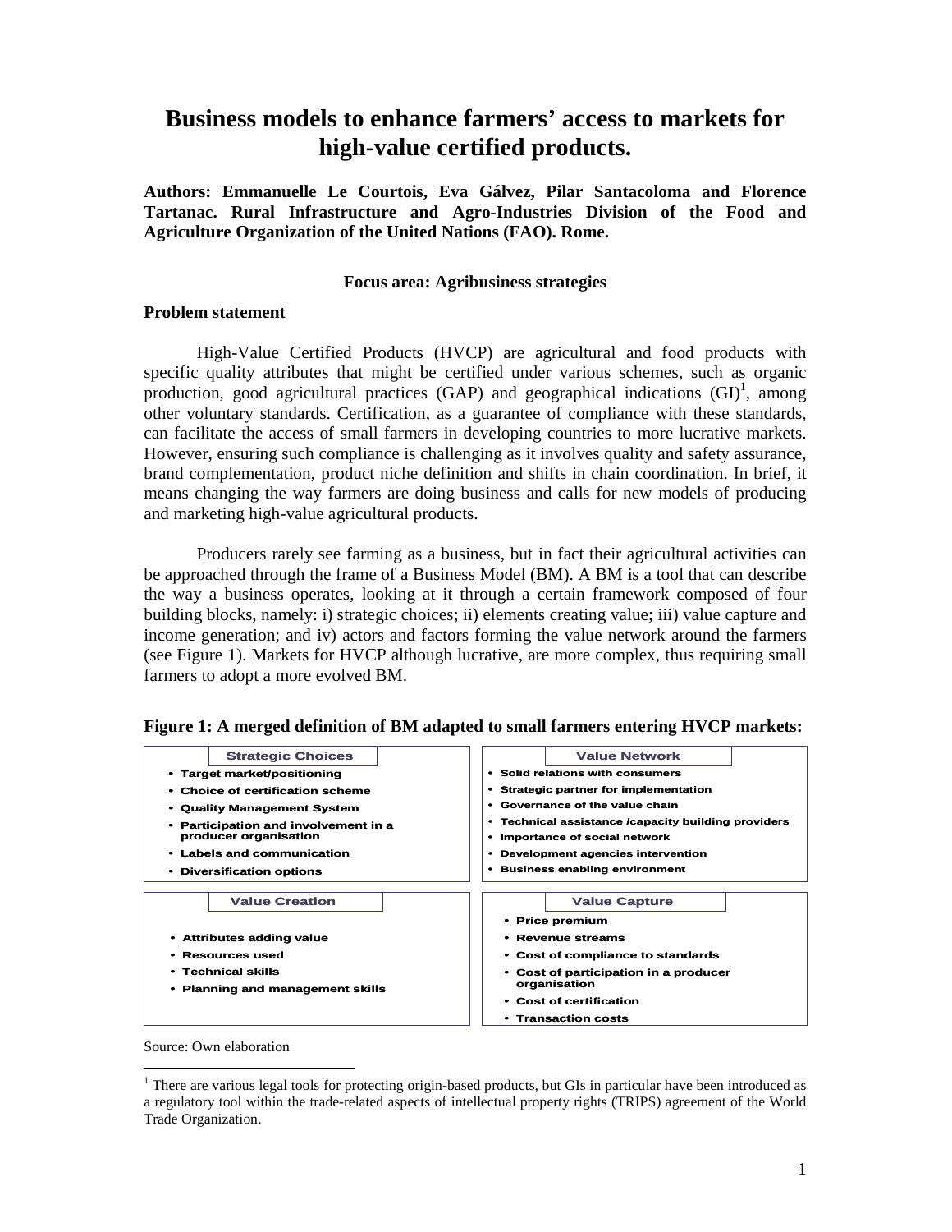# Business models to enhance farmers' access to markets for high-value certified products.

**Authors: Emmanuelle Le Courtois, Eva Gálvez, Pilar Santacoloma and Florence Tartanac. Rural Infrastructure and Agro-Industries Division of the Food and Agriculture Organization of the United Nations (FAO). Rome.**

**Focus area: Agribusiness strategies**

## Problem statement

High-Value Certified Products (HVCP) are agricultural and food products with specific quality attributes that might be certified under various schemes, such as organic production, good agricultural practices (GAP) and geographical indications (GI)[1], among other voluntary standards. Certification, as a guarantee of compliance with these standards, can facilitate the access of small farmers in developing countries to more lucrative markets. However, ensuring such compliance is challenging as it involves quality and safety assurance, brand complementation, product niche definition and shifts in chain coordination. In brief, it means changing the way farmers are doing business and calls for new models of producing and marketing high-value agricultural products.

Producers rarely see farming as a business, but in fact their agricultural activities can be approached through the frame of a Business Model (BM). A BM is a tool that can describe the way a business operates, looking at it through a certain framework composed of four building blocks, namely: i) strategic choices; ii) elements creating value; iii) value capture and income generation; and iv) actors and factors forming the value network around the farmers (see Figure 1). Markets for HVCP although lucrative, are more complex, thus requiring small farmers to adopt a more evolved BM.

**Figure 1: A merged definition of BM adapted to small farmers entering HVCP markets:**

| Strategic Choices | Value Network |
| --- | --- |
| • Target market/positioning<br>• Choice of certification scheme<br>• Quality Management System<br>• Participation and involvement in a producer organisation<br>• Labels and communication<br>• Diversification options | • Solid relations with consumers<br>• Strategic partner for implementation<br>• Governance of the value chain<br>• Technical assistance /capacity building providers<br>• Importance of social network<br>• Development agencies intervention<br>• Business enabling environment |
| **Value Creation** | **Value Capture** |
| • Attributes adding value<br>• Resources used<br>• Technical skills<br>• Planning and management skills | • Price premium<br>• Revenue streams<br>• Cost of compliance to standards<br>• Cost of participation in a producer organisation<br>• Cost of certification<br>• Transaction costs |

Source: Own elaboration

[1] There are various legal tools for protecting origin-based products, but GIs in particular have been introduced as a regulatory tool within the trade-related aspects of intellectual property rights (TRIPS) agreement of the World Trade Organization.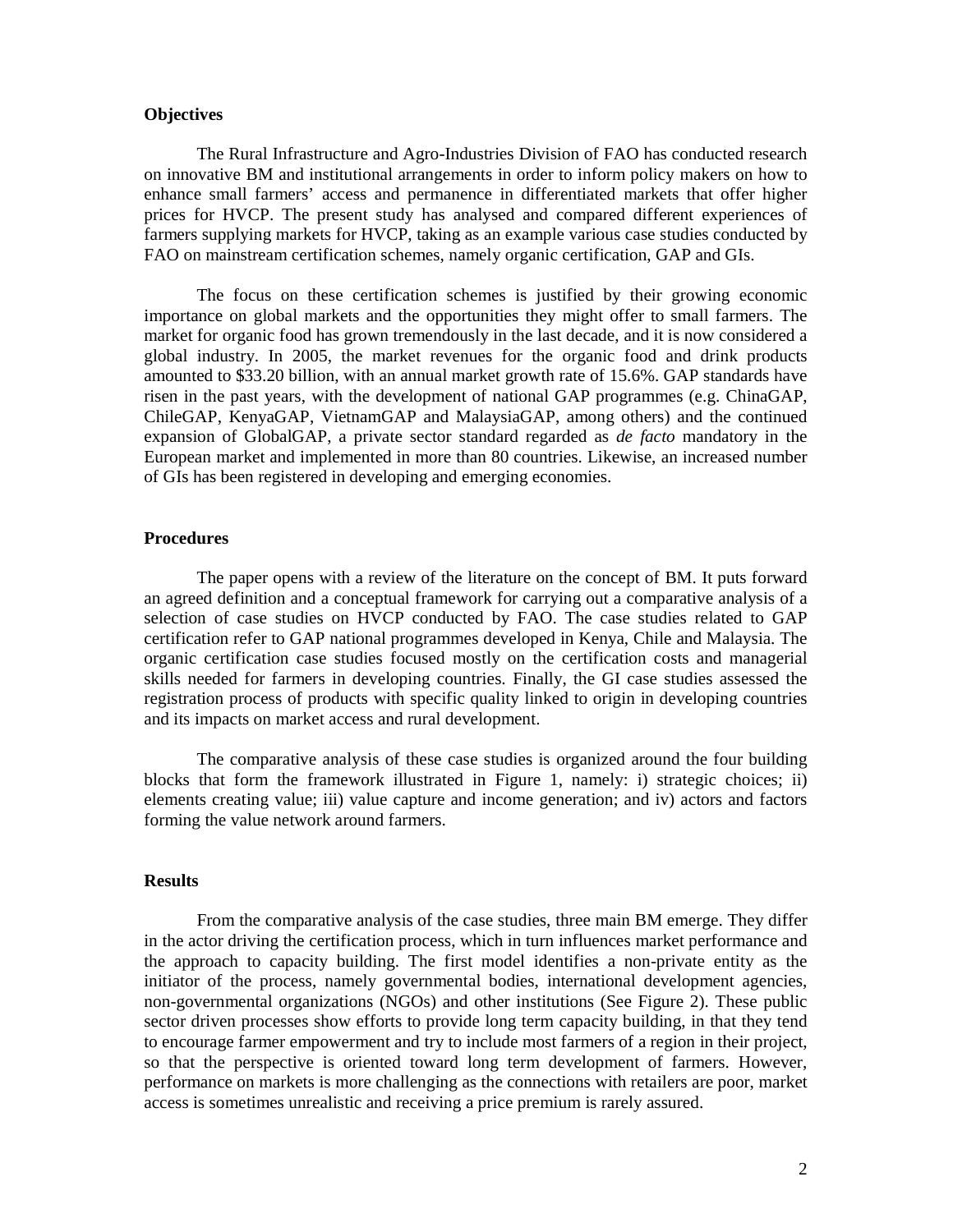## Objectives

The Rural Infrastructure and Agro-Industries Division of FAO has conducted research on innovative BM and institutional arrangements in order to inform policy makers on how to enhance small farmers' access and permanence in differentiated markets that offer higher prices for HVCP. The present study has analysed and compared different experiences of farmers supplying markets for HVCP, taking as an example various case studies conducted by FAO on mainstream certification schemes, namely organic certification, GAP and GIs.

The focus on these certification schemes is justified by their growing economic importance on global markets and the opportunities they might offer to small farmers. The market for organic food has grown tremendously in the last decade, and it is now considered a global industry. In 2005, the market revenues for the organic food and drink products amounted to $33.20 billion, with an annual market growth rate of 15.6%. GAP standards have risen in the past years, with the development of national GAP programmes (e.g. ChinaGAP, ChileGAP, KenyaGAP, VietnamGAP and MalaysiaGAP, among others) and the continued expansion of GlobalGAP, a private sector standard regarded as *de facto* mandatory in the European market and implemented in more than 80 countries. Likewise, an increased number of GIs has been registered in developing and emerging economies.

## Procedures

The paper opens with a review of the literature on the concept of BM. It puts forward an agreed definition and a conceptual framework for carrying out a comparative analysis of a selection of case studies on HVCP conducted by FAO. The case studies related to GAP certification refer to GAP national programmes developed in Kenya, Chile and Malaysia. The organic certification case studies focused mostly on the certification costs and managerial skills needed for farmers in developing countries. Finally, the GI case studies assessed the registration process of products with specific quality linked to origin in developing countries and its impacts on market access and rural development.

The comparative analysis of these case studies is organized around the four building blocks that form the framework illustrated in Figure 1, namely: i) strategic choices; ii) elements creating value; iii) value capture and income generation; and iv) actors and factors forming the value network around farmers.

## Results

From the comparative analysis of the case studies, three main BM emerge. They differ in the actor driving the certification process, which in turn influences market performance and the approach to capacity building. The first model identifies a non-private entity as the initiator of the process, namely governmental bodies, international development agencies, non-governmental organizations (NGOs) and other institutions (See Figure 2). These public sector driven processes show efforts to provide long term capacity building, in that they tend to encourage farmer empowerment and try to include most farmers of a region in their project, so that the perspective is oriented toward long term development of farmers. However, performance on markets is more challenging as the connections with retailers are poor, market access is sometimes unrealistic and receiving a price premium is rarely assured.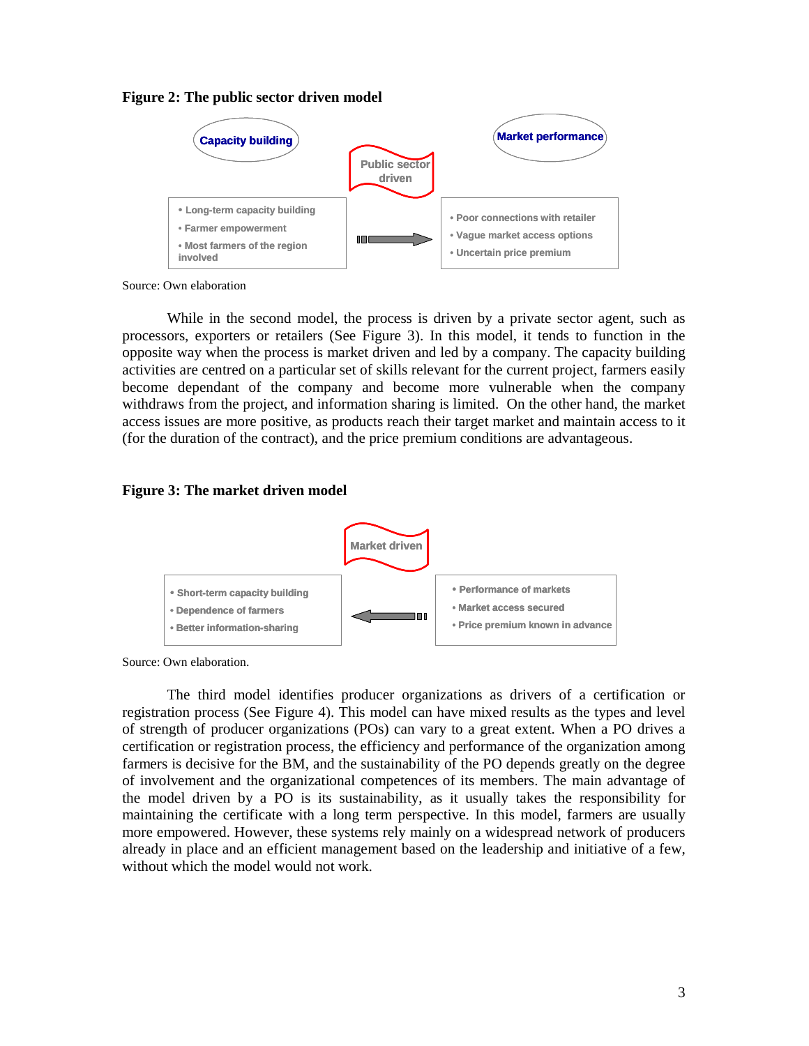**Figure 2: The public sector driven model**

Capacity building

Public sector driven

Market performance

- Long-term capacity building
- Farmer empowerment
- Most farmers of the region involved

- Poor connections with retailer
- Vague market access options
- Uncertain price premium

Source: Own elaboration

While in the second model, the process is driven by a private sector agent, such as processors, exporters or retailers (See Figure 3). In this model, it tends to function in the opposite way when the process is market driven and led by a company. The capacity building activities are centred on a particular set of skills relevant for the current project, farmers easily become dependant of the company and become more vulnerable when the company withdraws from the project, and information sharing is limited. On the other hand, the market access issues are more positive, as products reach their target market and maintain access to it (for the duration of the contract), and the price premium conditions are advantageous.

**Figure 3: The market driven model**

Market driven

- Short-term capacity building
- Dependence of farmers
- Better information-sharing

- Performance of markets
- Market access secured
- Price premium known in advance

Source: Own elaboration.

The third model identifies producer organizations as drivers of a certification or registration process (See Figure 4). This model can have mixed results as the types and level of strength of producer organizations (POs) can vary to a great extent. When a PO drives a certification or registration process, the efficiency and performance of the organization among farmers is decisive for the BM, and the sustainability of the PO depends greatly on the degree of involvement and the organizational competences of its members. The main advantage of the model driven by a PO is its sustainability, as it usually takes the responsibility for maintaining the certificate with a long term perspective. In this model, farmers are usually more empowered. However, these systems rely mainly on a widespread network of producers already in place and an efficient management based on the leadership and initiative of a few, without which the model would not work.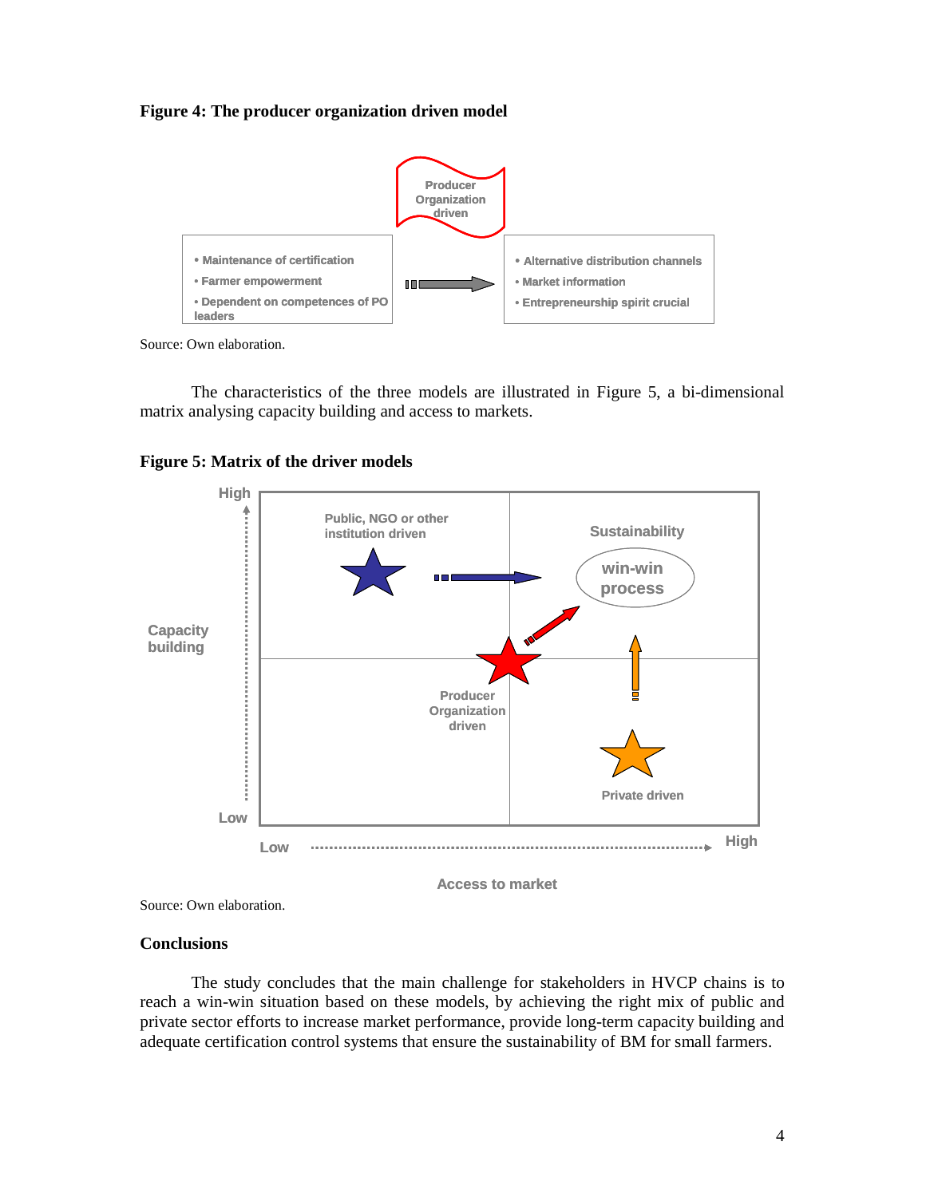**Figure 4: The producer organization driven model**

Producer Organization driven

- Maintenance of certification
- Farmer empowerment
- Dependent on competences of PO leaders

- Alternative distribution channels
- Market information
- Entrepreneurship spirit crucial

Source: Own elaboration.

The characteristics of the three models are illustrated in Figure 5, a bi-dimensional matrix analysing capacity building and access to markets.

**Figure 5: Matrix of the driver models**

Capacity building (Low – High); Access to market (Low – High)

Public, NGO or other institution driven

Sustainability

win-win process

Producer Organization driven

Private driven

Source: Own elaboration.

## Conclusions

The study concludes that the main challenge for stakeholders in HVCP chains is to reach a win-win situation based on these models, by achieving the right mix of public and private sector efforts to increase market performance, provide long-term capacity building and adequate certification control systems that ensure the sustainability of BM for small farmers.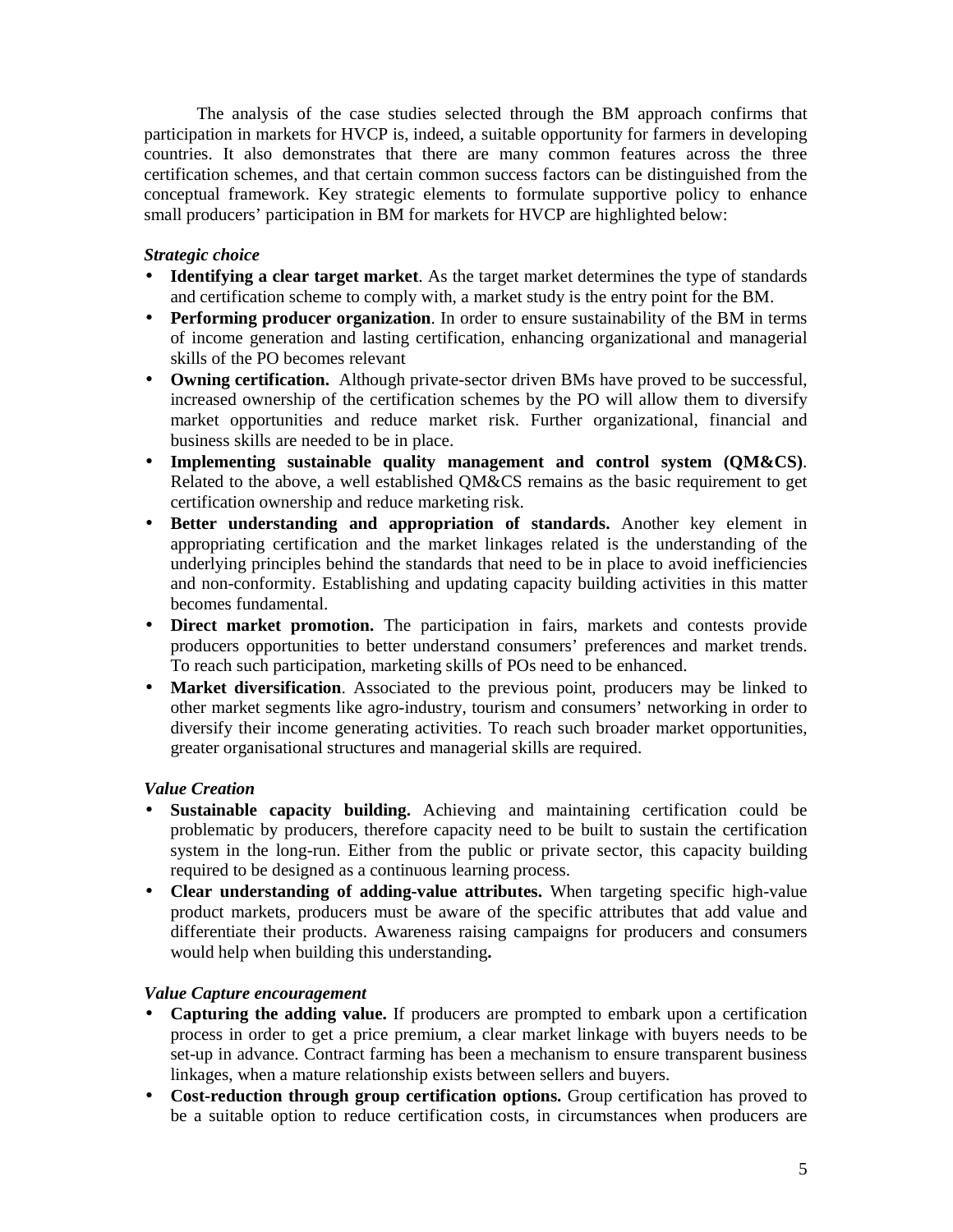The analysis of the case studies selected through the BM approach confirms that participation in markets for HVCP is, indeed, a suitable opportunity for farmers in developing countries. It also demonstrates that there are many common features across the three certification schemes, and that certain common success factors can be distinguished from the conceptual framework. Key strategic elements to formulate supportive policy to enhance small producers' participation in BM for markets for HVCP are highlighted below:

***Strategic choice***

- **Identifying a clear target market**. As the target market determines the type of standards and certification scheme to comply with, a market study is the entry point for the BM.
- **Performing producer organization**. In order to ensure sustainability of the BM in terms of income generation and lasting certification, enhancing organizational and managerial skills of the PO becomes relevant
- **Owning certification.** Although private-sector driven BMs have proved to be successful, increased ownership of the certification schemes by the PO will allow them to diversify market opportunities and reduce market risk. Further organizational, financial and business skills are needed to be in place.
- **Implementing sustainable quality management and control system (QM&CS)**. Related to the above, a well established QM&CS remains as the basic requirement to get certification ownership and reduce marketing risk.
- **Better understanding and appropriation of standards.** Another key element in appropriating certification and the market linkages related is the understanding of the underlying principles behind the standards that need to be in place to avoid inefficiencies and non-conformity. Establishing and updating capacity building activities in this matter becomes fundamental.
- **Direct market promotion.** The participation in fairs, markets and contests provide producers opportunities to better understand consumers' preferences and market trends. To reach such participation, marketing skills of POs need to be enhanced.
- **Market diversification**. Associated to the previous point, producers may be linked to other market segments like agro-industry, tourism and consumers' networking in order to diversify their income generating activities. To reach such broader market opportunities, greater organisational structures and managerial skills are required.

***Value Creation***

- **Sustainable capacity building.** Achieving and maintaining certification could be problematic by producers, therefore capacity need to be built to sustain the certification system in the long-run. Either from the public or private sector, this capacity building required to be designed as a continuous learning process.
- **Clear understanding of adding-value attributes.** When targeting specific high-value product markets, producers must be aware of the specific attributes that add value and differentiate their products. Awareness raising campaigns for producers and consumers would help when building this understanding.

***Value Capture encouragement***

- **Capturing the adding value.** If producers are prompted to embark upon a certification process in order to get a price premium, a clear market linkage with buyers needs to be set-up in advance. Contract farming has been a mechanism to ensure transparent business linkages, when a mature relationship exists between sellers and buyers.
- **Cost-reduction through group certification options.** Group certification has proved to be a suitable option to reduce certification costs, in circumstances when producers are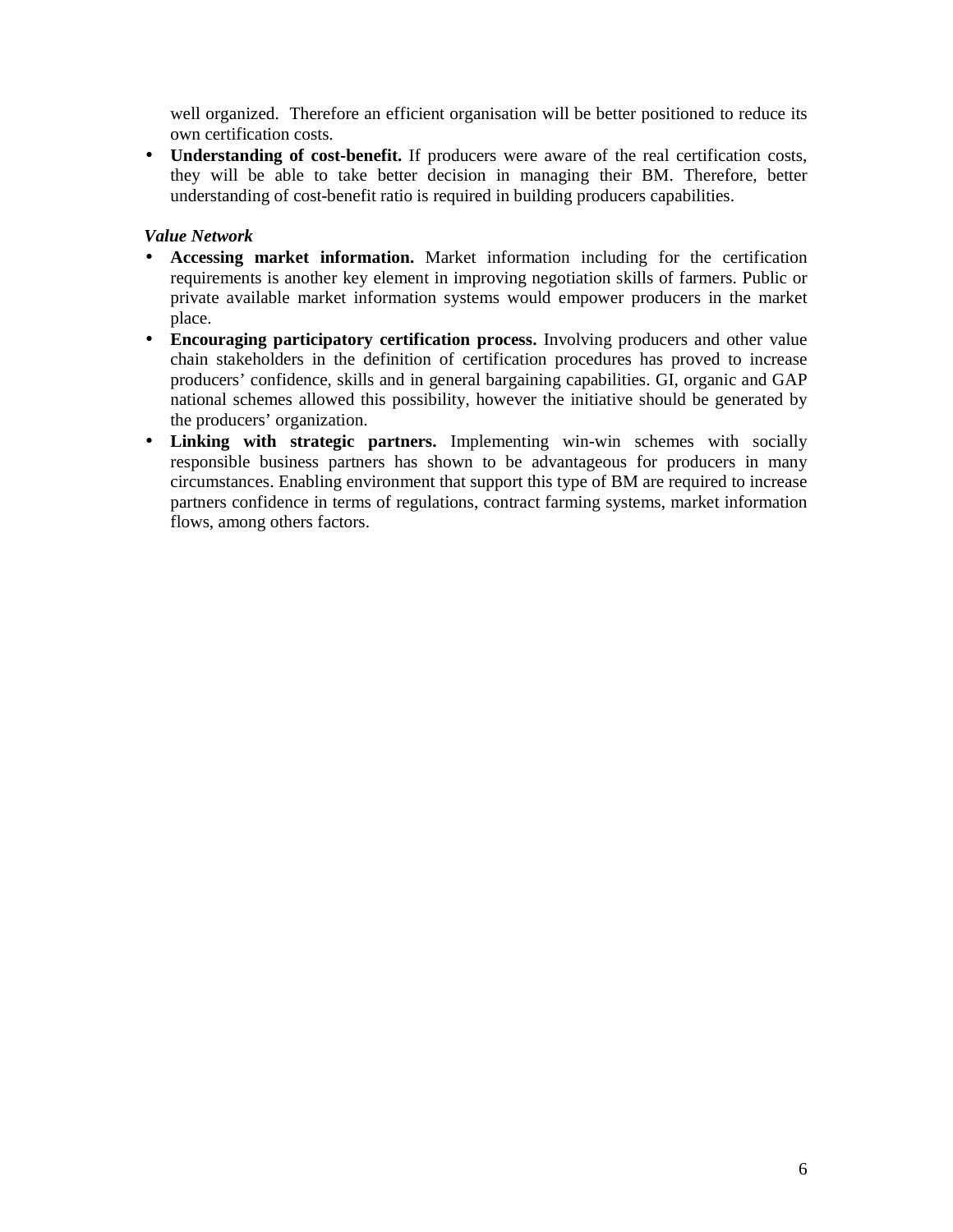well organized. Therefore an efficient organisation will be better positioned to reduce its own certification costs.

- **Understanding of cost-benefit.** If producers were aware of the real certification costs, they will be able to take better decision in managing their BM. Therefore, better understanding of cost-benefit ratio is required in building producers capabilities.

***Value Network***

- **Accessing market information.** Market information including for the certification requirements is another key element in improving negotiation skills of farmers. Public or private available market information systems would empower producers in the market place.
- **Encouraging participatory certification process.** Involving producers and other value chain stakeholders in the definition of certification procedures has proved to increase producers' confidence, skills and in general bargaining capabilities. GI, organic and GAP national schemes allowed this possibility, however the initiative should be generated by the producers' organization.
- **Linking with strategic partners.** Implementing win-win schemes with socially responsible business partners has shown to be advantageous for producers in many circumstances. Enabling environment that support this type of BM are required to increase partners confidence in terms of regulations, contract farming systems, market information flows, among others factors.